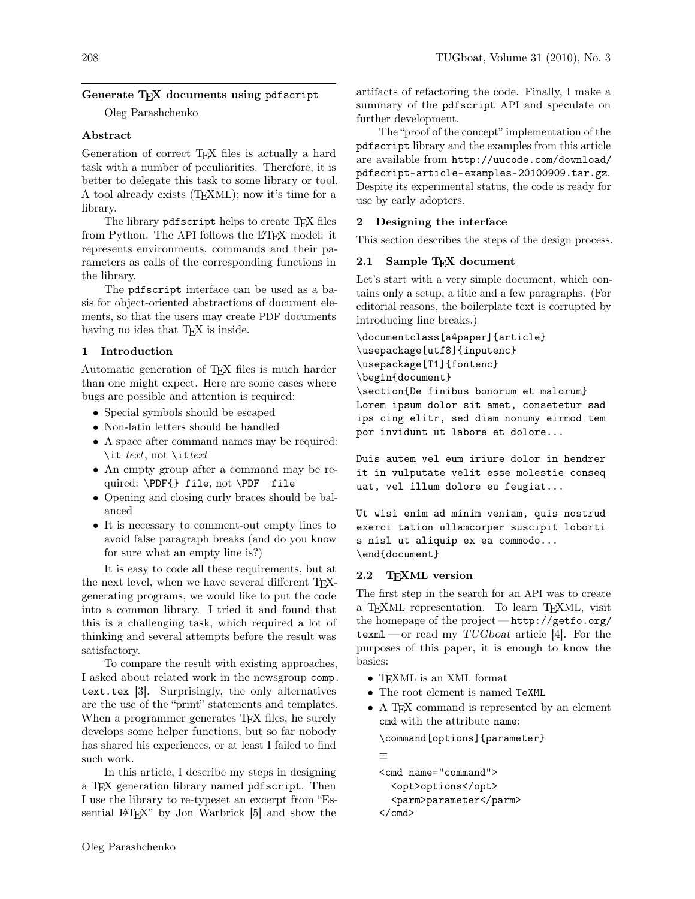## Generate TEX documents using pdfscript

Oleg Parashchenko

### Abstract

Generation of correct TEX files is actually a hard task with a number of peculiarities. Therefore, it is better to delegate this task to some library or tool. A tool already exists (TEXML); now it's time for a library.

The library `pdfscript` helps to create TEX files from Python. The API follows the LATEX model: it represents environments, commands and their parameters as calls of the corresponding functions in the library.

The `pdfscript` interface can be used as a basis for object-oriented abstractions of document elements, so that the users may create PDF documents having no idea that TEX is inside.

## 1 Introduction

Automatic generation of TEX files is much harder than one might expect. Here are some cases where bugs are possible and attention is required:

- Special symbols should be escaped
- Non-latin letters should be handled
- A space after command names may be required: `\it` *text*, not `\it`*text*
- An empty group after a command may be required: `\PDF{} file`, not `\PDF  file`
- Opening and closing curly braces should be balanced
- It is necessary to comment-out empty lines to avoid false paragraph breaks (and do you know for sure what an empty line is?)

It is easy to code all these requirements, but at the next level, when we have several different TEX-generating programs, we would like to put the code into a common library. I tried it and found that this is a challenging task, which required a lot of thinking and several attempts before the result was satisfactory.

To compare the result with existing approaches, I asked about related work in the newsgroup `comp.text.tex` [3]. Surprisingly, the only alternatives are the use of the "print" statements and templates. When a programmer generates TEX files, he surely develops some helper functions, but so far nobody has shared his experiences, or at least I failed to find such work.

In this article, I describe my steps in designing a TEX generation library named `pdfscript`. Then I use the library to re-typeset an excerpt from "Essential LATEX" by Jon Warbrick [5] and show the artifacts of refactoring the code. Finally, I make a summary of the `pdfscript` API and speculate on further development.

The "proof of the concept" implementation of the `pdfscript` library and the examples from this article are available from `http://uucode.com/download/pdfscript-article-examples-20100909.tar.gz`. Despite its experimental status, the code is ready for use by early adopters.

## 2 Designing the interface

This section describes the steps of the design process.

### 2.1 Sample TEX document

Let's start with a very simple document, which contains only a setup, a title and a few paragraphs. (For editorial reasons, the boilerplate text is corrupted by introducing line breaks.)

```
\documentclass[a4paper]{article}
\usepackage[utf8]{inputenc}
\usepackage[T1]{fontenc}
\begin{document}
\section{De finibus bonorum et malorum}
Lorem ipsum dolor sit amet, consetetur sad
ips cing elitr, sed diam nonumy eirmod tem
por invidunt ut labore et dolore...

Duis autem vel eum iriure dolor in hendrer
it in vulputate velit esse molestie conseq
uat, vel illum dolore eu feugiat...

Ut wisi enim ad minim veniam, quis nostrud
exerci tation ullamcorper suscipit loborti
s nisl ut aliquip ex ea commodo...
\end{document}
```

### 2.2 TEXML version

The first step in the search for an API was to create a TEXML representation. To learn TEXML, visit the homepage of the project — `http://getfo.org/texml` — or read my *TUGboat* article [4]. For the purposes of this paper, it is enough to know the basics:

- TEXML is an XML format
- The root element is named `TeXML`
- A TEX command is represented by an element `cmd` with the attribute `name`:

  ```
  \command[options]{parameter}
  ```

  ≡

  ```
  <cmd name="command">
    <opt>options</opt>
    <parm>parameter</parm>
  </cmd>
  ```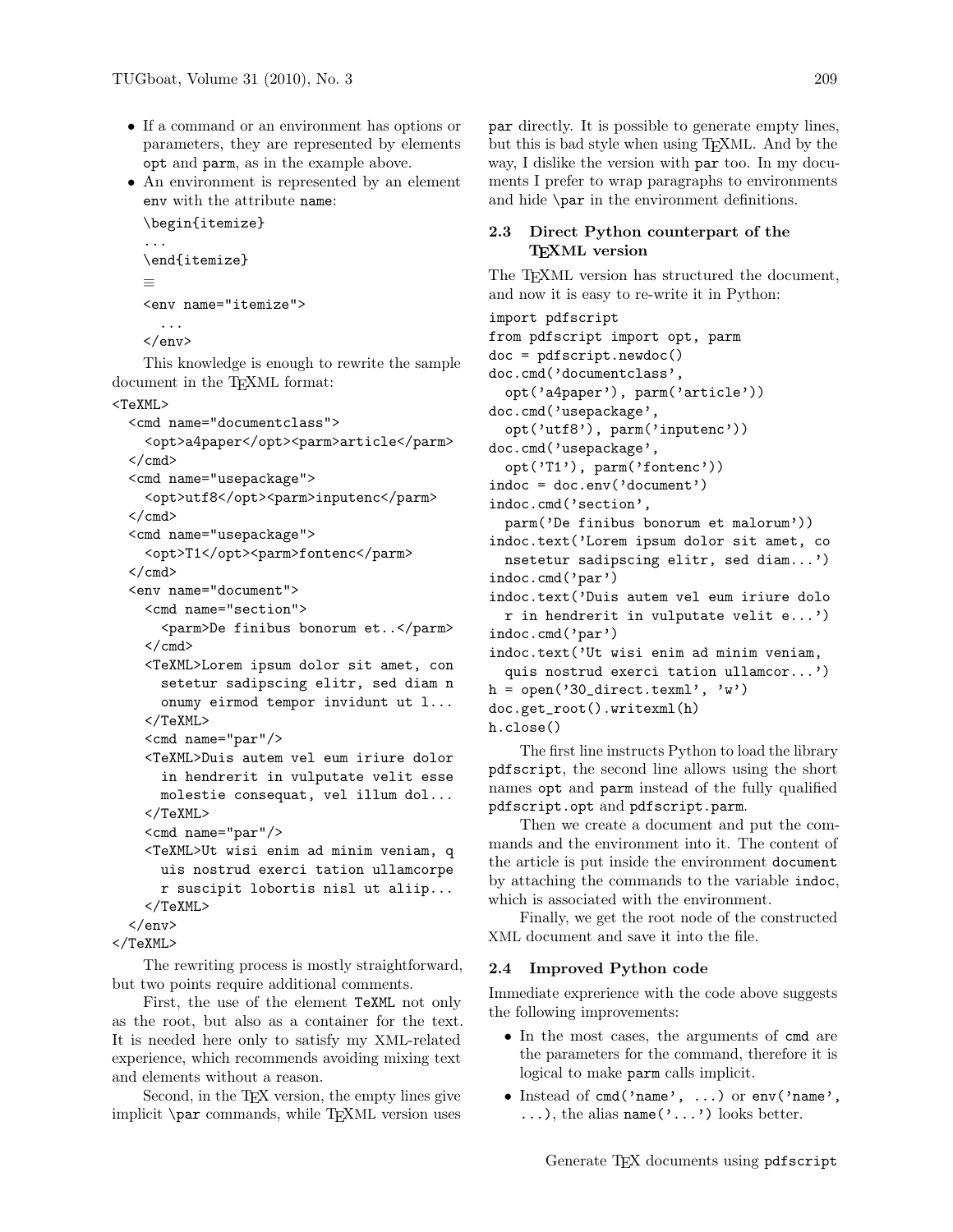- If a command or an environment has options or parameters, they are represented by elements `opt` and `parm`, as in the example above.
- An environment is represented by an element `env` with the attribute `name`:

  ```
  \begin{itemize}
  ...
  \end{itemize}
  ≡
  <env name="itemize">
    ...
  </env>
  ```

This knowledge is enough to rewrite the sample document in the TeXML format:

```
<TeXML>
  <cmd name="documentclass">
    <opt>a4paper</opt><parm>article</parm>
  </cmd>
  <cmd name="usepackage">
    <opt>utf8</opt><parm>inputenc</parm>
  </cmd>
  <cmd name="usepackage">
    <opt>T1</opt><parm>fontenc</parm>
  </cmd>
  <env name="document">
    <cmd name="section">
      <parm>De finibus bonorum et..</parm>
    </cmd>
    <TeXML>Lorem ipsum dolor sit amet, con
      setetur sadipscing elitr, sed diam n
      onumy eirmod tempor invidunt ut l...
    </TeXML>
    <cmd name="par"/>
    <TeXML>Duis autem vel eum iriure dolor
      in hendrerit in vulputate velit esse
      molestie consequat, vel illum dol...
    </TeXML>
    <cmd name="par"/>
    <TeXML>Ut wisi enim ad minim veniam, q
      uis nostrud exerci tation ullamcorpe
      r suscipit lobortis nisl ut aliip...
    </TeXML>
  </env>
</TeXML>
```

The rewriting process is mostly straightforward, but two points require additional comments.

First, the use of the element `TeXML` not only as the root, but also as a container for the text. It is needed here only to satisfy my XML-related experience, which recommends avoiding mixing text and elements without a reason.

Second, in the TeX version, the empty lines give implicit `\par` commands, while TeXML version uses `par` directly. It is possible to generate empty lines, but this is bad style when using TeXML. And by the way, I dislike the version with `par` too. In my documents I prefer to wrap paragraphs to environments and hide `\par` in the environment definitions.

### 2.3 Direct Python counterpart of the TeXML version

The TeXML version has structured the document, and now it is easy to re-write it in Python:

```
import pdfscript
from pdfscript import opt, parm
doc = pdfscript.newdoc()
doc.cmd('documentclass',
  opt('a4paper'), parm('article'))
doc.cmd('usepackage',
  opt('utf8'), parm('inputenc'))
doc.cmd('usepackage',
  opt('T1'), parm('fontenc'))
indoc = doc.env('document')
indoc.cmd('section',
  parm('De finibus bonorum et malorum'))
indoc.text('Lorem ipsum dolor sit amet, co
  nsetetur sadipscing elitr, sed diam...')
indoc.cmd('par')
indoc.text('Duis autem vel eum iriure dolo
  r in hendrerit in vulputate velit e...')
indoc.cmd('par')
indoc.text('Ut wisi enim ad minim veniam,
  quis nostrud exerci tation ullamcor...')
h = open('30_direct.texml', 'w')
doc.get_root().writexml(h)
h.close()
```

The first line instructs Python to load the library `pdfscript`, the second line allows using the short names `opt` and `parm` instead of the fully qualified `pdfscript.opt` and `pdfscript.parm`.

Then we create a document and put the commands and the environment into it. The content of the article is put inside the environment `document` by attaching the commands to the variable `indoc`, which is associated with the environment.

Finally, we get the root node of the constructed XML document and save it into the file.

### 2.4 Improved Python code

Immediate exprerience with the code above suggests the following improvements:

- In the most cases, the arguments of `cmd` are the parameters for the command, therefore it is logical to make `parm` calls implicit.
- Instead of `cmd('name', ...)` or `env('name', ...)`, the alias `name('...')` looks better.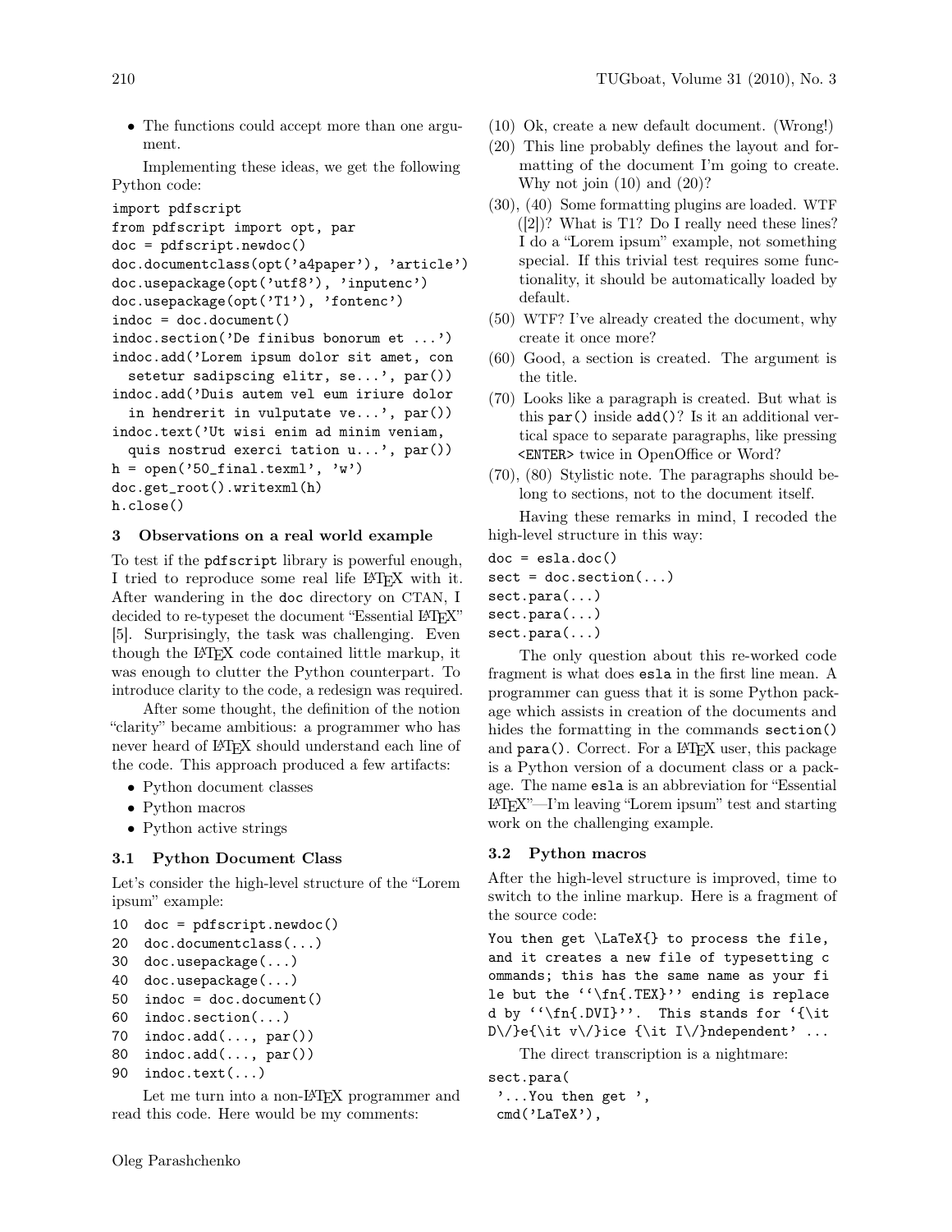- The functions could accept more than one argument.

Implementing these ideas, we get the following Python code:

```
import pdfscript
from pdfscript import opt, par
doc = pdfscript.newdoc()
doc.documentclass(opt('a4paper'), 'article')
doc.usepackage(opt('utf8'), 'inputenc')
doc.usepackage(opt('T1'), 'fontenc')
indoc = doc.document()
indoc.section('De finibus bonorum et ...')
indoc.add('Lorem ipsum dolor sit amet, con
  setetur sadipscing elitr, se...', par())
indoc.add('Duis autem vel eum iriure dolor
  in hendrerit in vulputate ve...', par())
indoc.text('Ut wisi enim ad minim veniam,
  quis nostrud exerci tation u...', par())
h = open('50_final.texml', 'w')
doc.get_root().writexml(h)
h.close()
```

## 3 Observations on a real world example

To test if the pdfscript library is powerful enough, I tried to reproduce some real life LaTeX with it. After wandering in the doc directory on CTAN, I decided to re-typeset the document "Essential LaTeX" [5]. Surprisingly, the task was challenging. Even though the LaTeX code contained little markup, it was enough to clutter the Python counterpart. To introduce clarity to the code, a redesign was required.

After some thought, the definition of the notion "clarity" became ambitious: a programmer who has never heard of LaTeX should understand each line of the code. This approach produced a few artifacts:

- Python document classes
- Python macros
- Python active strings

### 3.1 Python Document Class

Let's consider the high-level structure of the "Lorem ipsum" example:

```
10  doc = pdfscript.newdoc()
20  doc.documentclass(...)
30  doc.usepackage(...)
40  doc.usepackage(...)
50  indoc = doc.document()
60  indoc.section(...)
70  indoc.add(..., par())
80  indoc.add(..., par())
90  indoc.text(...)
```

Let me turn into a non-LaTeX programmer and read this code. Here would be my comments:

(10) Ok, create a new default document. (Wrong!)

(20) This line probably defines the layout and formatting of the document I'm going to create. Why not join (10) and (20)?

(30), (40) Some formatting plugins are loaded. WTF ([2])? What is T1? Do I really need these lines? I do a "Lorem ipsum" example, not something special. If this trivial test requires some functionality, it should be automatically loaded by default.

(50) WTF? I've already created the document, why create it once more?

(60) Good, a section is created. The argument is the title.

(70) Looks like a paragraph is created. But what is this `par()` inside `add()`? Is it an additional vertical space to separate paragraphs, like pressing `<ENTER>` twice in OpenOffice or Word?

(70), (80) Stylistic note. The paragraphs should belong to sections, not to the document itself.

Having these remarks in mind, I recoded the high-level structure in this way:

```
doc = esla.doc()
sect = doc.section(...)
sect.para(...)
sect.para(...)
sect.para(...)
```

The only question about this re-worked code fragment is what does `esla` in the first line mean. A programmer can guess that it is some Python package which assists in creation of the documents and hides the formatting in the commands `section()` and `para()`. Correct. For a LaTeX user, this package is a Python version of a document class or a package. The name `esla` is an abbreviation for "Essential LaTeX"—I'm leaving "Lorem ipsum" test and starting work on the challenging example.

### 3.2 Python macros

After the high-level structure is improved, time to switch to the inline markup. Here is a fragment of the source code:

```
You then get \LaTeX{} to process the file,
and it creates a new file of typesetting c
ommands; this has the same name as your fi
le but the ``\fn{.TEX}'' ending is replace
d by ``\fn{.DVI}''.  This stands for `{\it
D\/}e{\it v\/}ice {\it I\/}ndependent' ...
```

The direct transcription is a nightmare:

```
sect.para(
 '...You then get ',
 cmd('LaTeX'),
```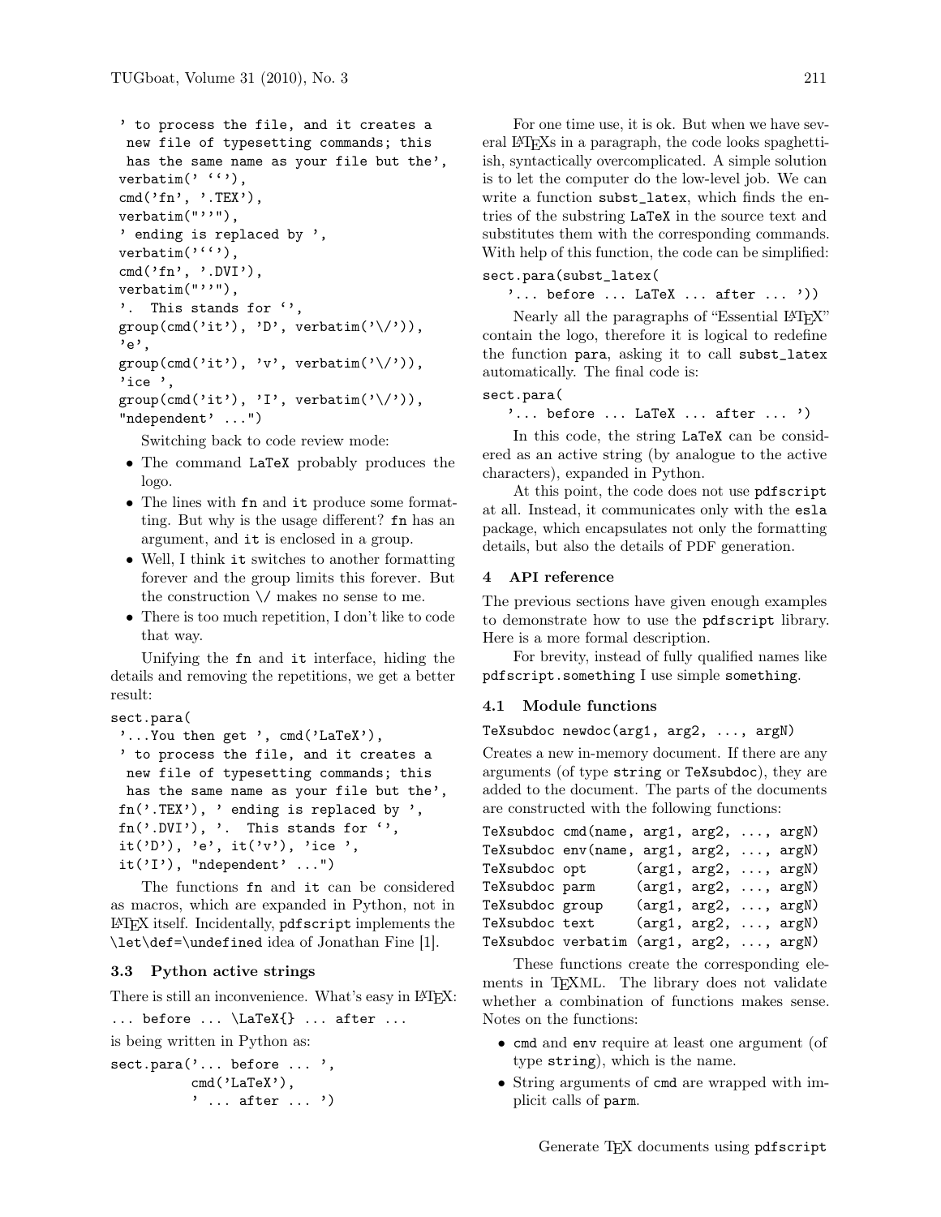```
' to process the file, and it creates a
 new file of typesetting commands; this
 has the same name as your file but the',
verbatim(' ``'),
cmd('fn', '.TEX'),
verbatim("''"),
' ending is replaced by ',
verbatim('``'),
cmd('fn', '.DVI'),
verbatim("''"),
'.  This stands for ``',
group(cmd('it'), 'D', verbatim('\/')),
'e',
group(cmd('it'), 'v', verbatim('\/')),
'ice ',
group(cmd('it'), 'I', verbatim('\/')),
"ndependent' ...")
```

Switching back to code review mode:

- The command `LaTeX` probably produces the logo.
- The lines with `fn` and `it` produce some formatting. But why is the usage different? `fn` has an argument, and `it` is enclosed in a group.
- Well, I think `it` switches to another formatting forever and the group limits this forever. But the construction `\/` makes no sense to me.
- There is too much repetition, I don't like to code that way.

Unifying the `fn` and `it` interface, hiding the details and removing the repetitions, we get a better result:

```
sect.para(
 '...You then get ', cmd('LaTeX'),
 ' to process the file, and it creates a
  new file of typesetting commands; this
  has the same name as your file but the',
 fn('.TEX'), ' ending is replaced by ',
 fn('.DVI'), '.  This stands for ``',
 it('D'), 'e', it('v'), 'ice ',
 it('I'), "ndependent' ...")
```

The functions `fn` and `it` can be considered as macros, which are expanded in Python, not in LaTeX itself. Incidentally, `pdfscript` implements the `\let\def=\undefined` idea of Jonathan Fine [1].

### 3.3 Python active strings

There is still an inconvenience. What's easy in LaTeX:

```
... before ... \LaTeX{} ... after ...
```

is being written in Python as:

```
sect.para('... before ... ',
          cmd('LaTeX'),
          ' ... after ... ')
```

For one time use, it is ok. But when we have several LaTeXs in a paragraph, the code looks spaghettiish, syntactically overcomplicated. A simple solution is to let the computer do the low-level job. We can write a function `subst_latex`, which finds the entries of the substring `LaTeX` in the source text and substitutes them with the corresponding commands. With help of this function, the code can be simplified:

```
sect.para(subst_latex(
   '... before ... LaTeX ... after ... '))
```

Nearly all the paragraphs of "Essential LaTeX" contain the logo, therefore it is logical to redefine the function `para`, asking it to call `subst_latex` automatically. The final code is:

```
sect.para(
   '... before ... LaTeX ... after ... ')
```

In this code, the string `LaTeX` can be considered as an active string (by analogue to the active characters), expanded in Python.

At this point, the code does not use `pdfscript` at all. Instead, it communicates only with the `esla` package, which encapsulates not only the formatting details, but also the details of PDF generation.

## 4 API reference

The previous sections have given enough examples to demonstrate how to use the `pdfscript` library. Here is a more formal description.

For brevity, instead of fully qualified names like `pdfscript.something` I use simple `something`.

### 4.1 Module functions

`TeXsubdoc newdoc(arg1, arg2, ..., argN)`

Creates a new in-memory document. If there are any arguments (of type `string` or `TeXsubdoc`), they are added to the document. The parts of the documents are constructed with the following functions:

```
TeXsubdoc cmd(name, arg1, arg2, ..., argN)
TeXsubdoc env(name, arg1, arg2, ..., argN)
TeXsubdoc opt      (arg1, arg2, ..., argN)
TeXsubdoc parm     (arg1, arg2, ..., argN)
TeXsubdoc group    (arg1, arg2, ..., argN)
TeXsubdoc text     (arg1, arg2, ..., argN)
TeXsubdoc verbatim (arg1, arg2, ..., argN)
```

These functions create the corresponding elements in TeXML. The library does not validate whether a combination of functions makes sense. Notes on the functions:

- `cmd` and `env` require at least one argument (of type `string`), which is the name.
- String arguments of `cmd` are wrapped with implicit calls of `parm`.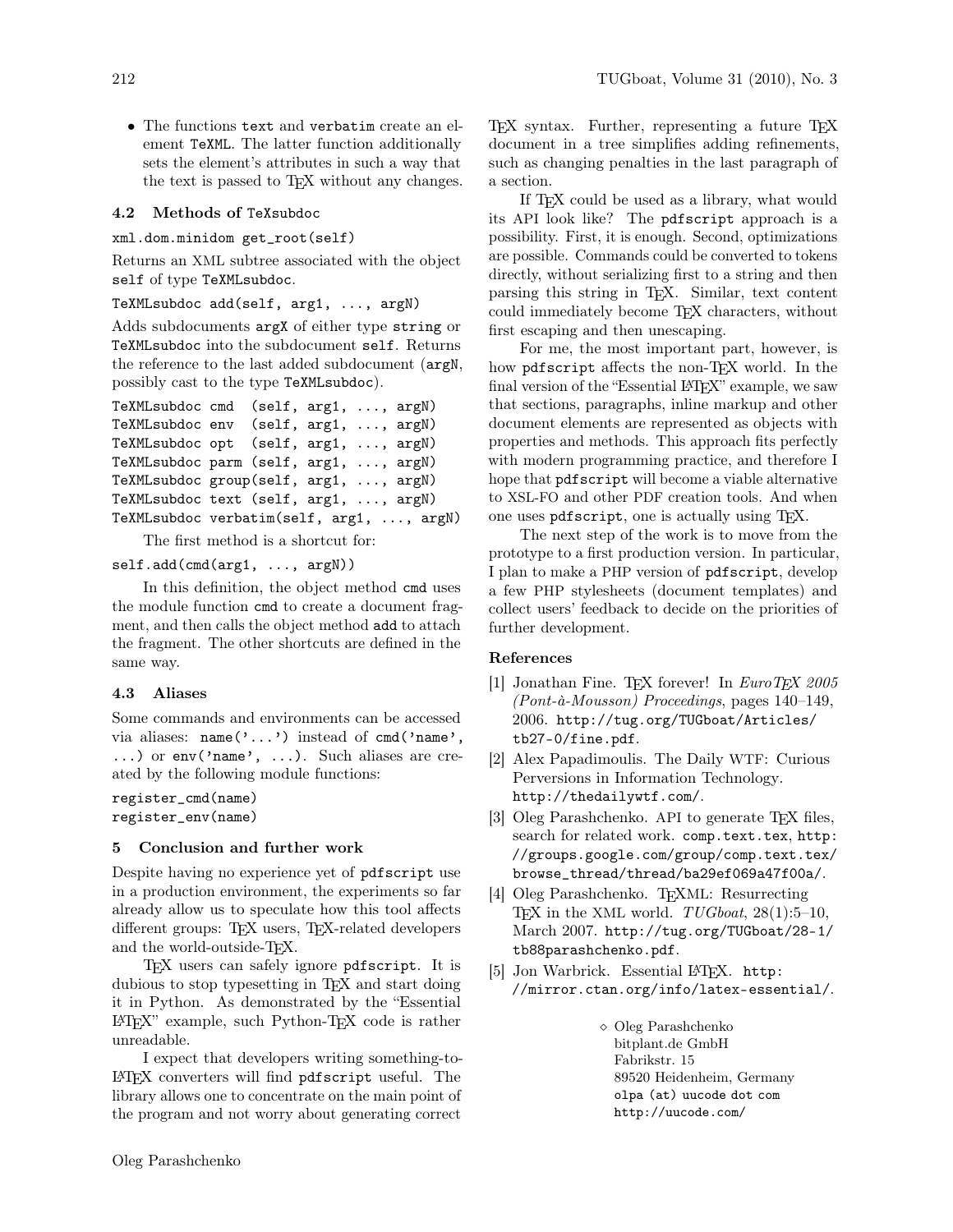- The functions `text` and `verbatim` create an element `TeXML`. The latter function additionally sets the element's attributes in such a way that the text is passed to TeX without any changes.

### 4.2 Methods of `TeXsubdoc`

`xml.dom.minidom get_root(self)`

Returns an XML subtree associated with the object `self` of type `TeXMLsubdoc`.

`TeXMLsubdoc add(self, arg1, ..., argN)`

Adds subdocuments `argX` of either type `string` or `TeXMLsubdoc` into the subdocument `self`. Returns the reference to the last added subdocument (`argN`, possibly cast to the type `TeXMLsubdoc`).

```
TeXMLsubdoc cmd  (self, arg1, ..., argN)
TeXMLsubdoc env  (self, arg1, ..., argN)
TeXMLsubdoc opt  (self, arg1, ..., argN)
TeXMLsubdoc parm (self, arg1, ..., argN)
TeXMLsubdoc group(self, arg1, ..., argN)
TeXMLsubdoc text (self, arg1, ..., argN)
TeXMLsubdoc verbatim(self, arg1, ..., argN)
```

The first method is a shortcut for:

```
self.add(cmd(arg1, ..., argN))
```

In this definition, the object method `cmd` uses the module function `cmd` to create a document fragment, and then calls the object method `add` to attach the fragment. The other shortcuts are defined in the same way.

### 4.3 Aliases

Some commands and environments can be accessed via aliases: `name('...')` instead of `cmd('name', ...)` or `env('name', ...)`. Such aliases are created by the following module functions:

```
register_cmd(name)
register_env(name)
```

## 5 Conclusion and further work

Despite having no experience yet of `pdfscript` use in a production environment, the experiments so far already allow us to speculate how this tool affects different groups: TeX users, TeX-related developers and the world-outside-TeX.

TeX users can safely ignore `pdfscript`. It is dubious to stop typesetting in TeX and start doing it in Python. As demonstrated by the "Essential LaTeX" example, such Python-TeX code is rather unreadable.

I expect that developers writing something-to-LaTeX converters will find `pdfscript` useful. The library allows one to concentrate on the main point of the program and not worry about generating correct TeX syntax. Further, representing a future TeX document in a tree simplifies adding refinements, such as changing penalties in the last paragraph of a section.

If TeX could be used as a library, what would its API look like? The `pdfscript` approach is a possibility. First, it is enough. Second, optimizations are possible. Commands could be converted to tokens directly, without serializing first to a string and then parsing this string in TeX. Similar, text content could immediately become TeX characters, without first escaping and then unescaping.

For me, the most important part, however, is how `pdfscript` affects the non-TeX world. In the final version of the "Essential LaTeX" example, we saw that sections, paragraphs, inline markup and other document elements are represented as objects with properties and methods. This approach fits perfectly with modern programming practice, and therefore I hope that `pdfscript` will become a viable alternative to XSL-FO and other PDF creation tools. And when one uses `pdfscript`, one is actually using TeX.

The next step of the work is to move from the prototype to a first production version. In particular, I plan to make a PHP version of `pdfscript`, develop a few PHP stylesheets (document templates) and collect users' feedback to decide on the priorities of further development.

### References

[1] Jonathan Fine. TeX forever! In *EuroTeX 2005 (Pont-à-Mousson) Proceedings*, pages 140–149, 2006. `http://tug.org/TUGboat/Articles/tb27-0/fine.pdf`.

[2] Alex Papadimoulis. The Daily WTF: Curious Perversions in Information Technology. `http://thedailywtf.com/`.

[3] Oleg Parashchenko. API to generate TeX files, search for related work. `comp.text.tex`, `http://groups.google.com/group/comp.text.tex/browse_thread/thread/ba29ef069a47f00a/`.

[4] Oleg Parashchenko. TeXML: Resurrecting TeX in the XML world. *TUGboat*, 28(1):5–10, March 2007. `http://tug.org/TUGboat/28-1/tb88parashchenko.pdf`.

[5] Jon Warbrick. Essential LaTeX. `http://mirror.ctan.org/info/latex-essential/`.

◇ Oleg Parashchenko
bitplant.de GmbH
Fabrikstr. 15
89520 Heidenheim, Germany
`olpa (at) uucode dot com`
`http://uucode.com/`